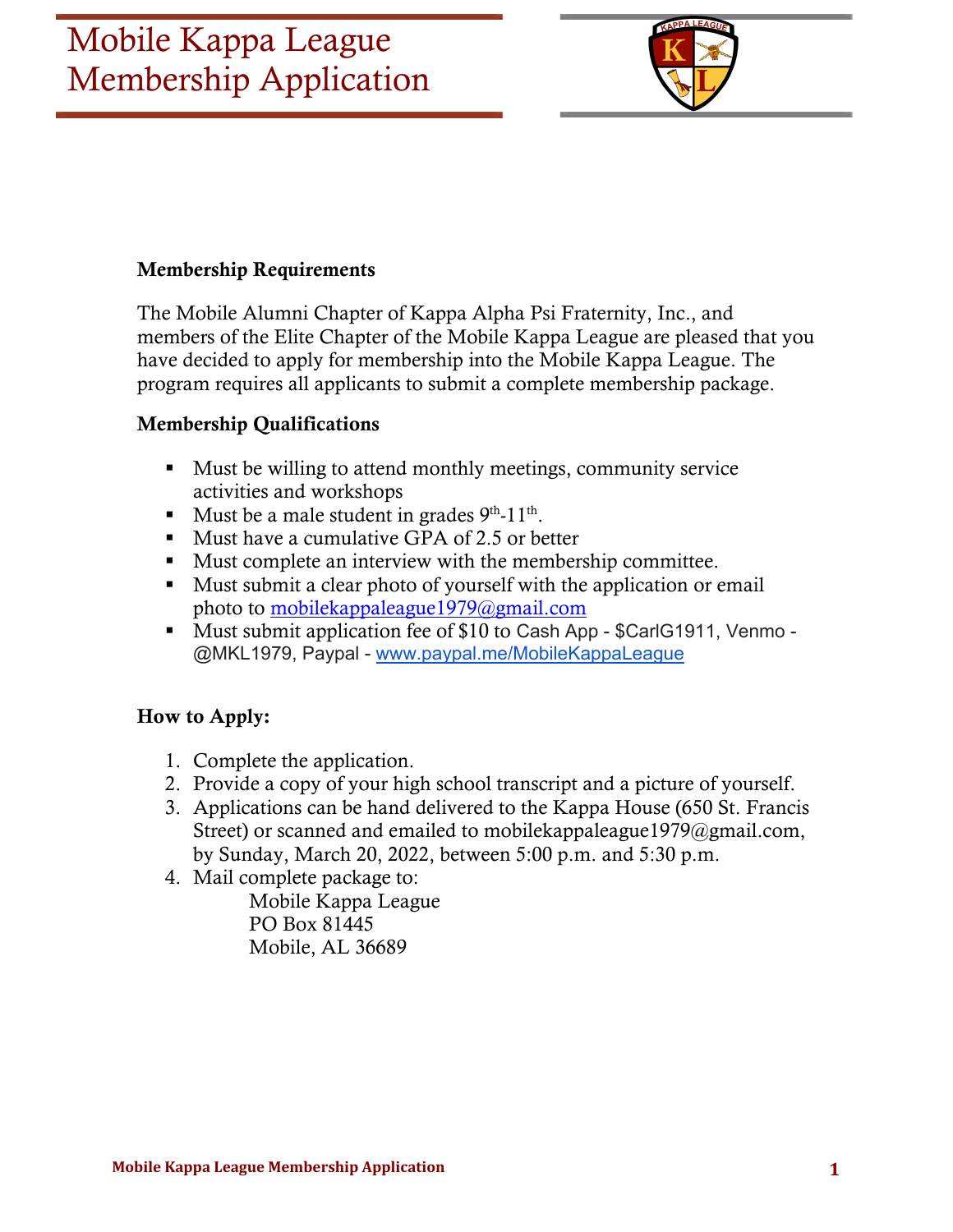# Mobile Kappa League Membership Application

### Membership Requirements

The Mobile Alumni Chapter of Kappa Alpha Psi Fraternity, Inc., and members of the Elite Chapter of the Mobile Kappa League are pleased that you have decided to apply for membership into the Mobile Kappa League. The program requires all applicants to submit a complete membership package.

### Membership Qualifications

- Must be willing to attend monthly meetings, community service activities and workshops
- Must be a male student in grades 9th-11th.
- Must have a cumulative GPA of 2.5 or better
- Must complete an interview with the membership committee.
- Must submit a clear photo of yourself with the application or email photo to mobilekappaleague1979@gmail.com
- Must submit application fee of $10 to Cash App - $CarlG1911, Venmo - @MKL1979, Paypal - www.paypal.me/MobileKappaLeague

### How to Apply:

1. Complete the application.
2. Provide a copy of your high school transcript and a picture of yourself.
3. Applications can be hand delivered to the Kappa House (650 St. Francis Street) or scanned and emailed to mobilekappaleague1979@gmail.com, by Sunday, March 20, 2022, between 5:00 p.m. and 5:30 p.m.
4. Mail complete package to:

   Mobile Kappa League
   PO Box 81445
   Mobile, AL 36689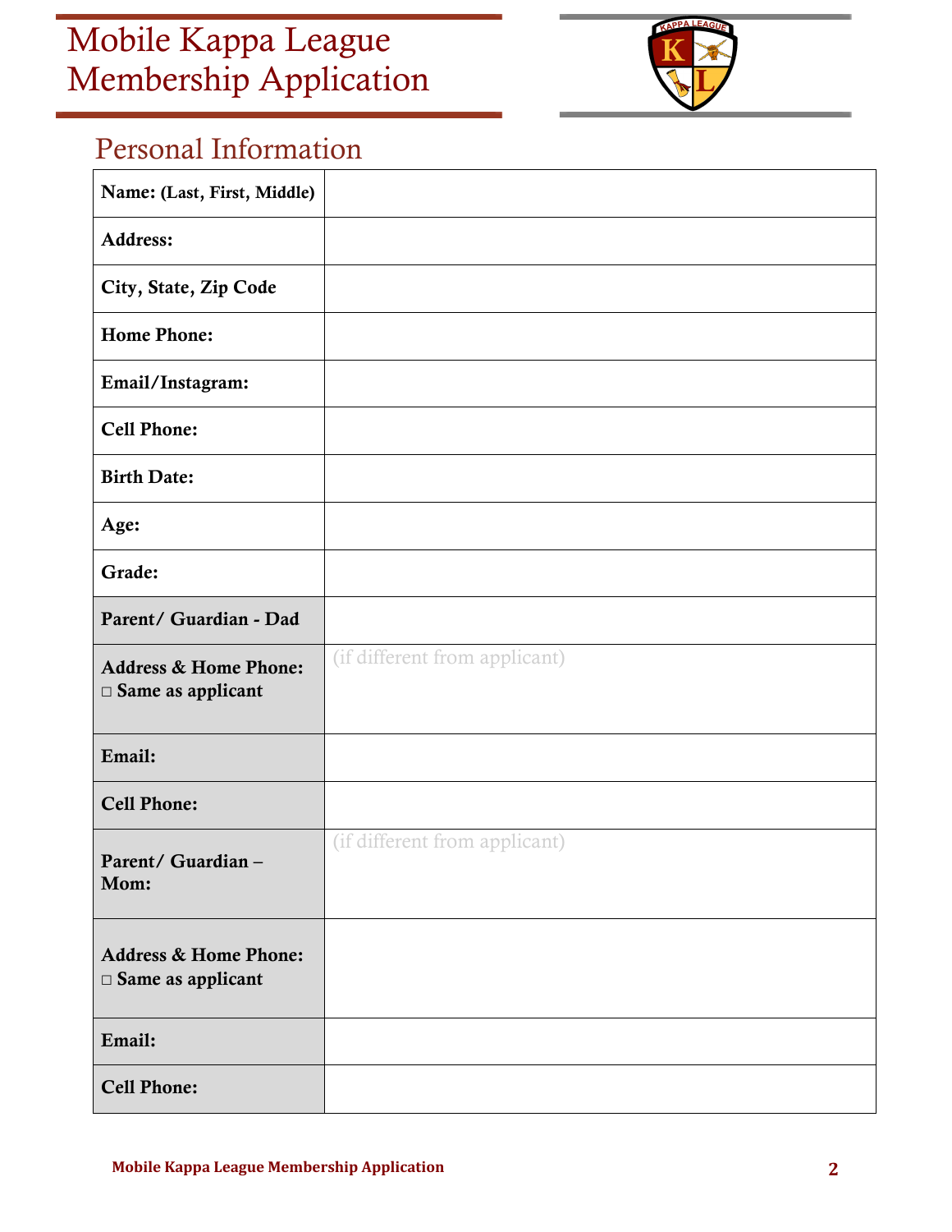# Mobile Kappa League Membership Application

## Personal Information

| | |
|---|---|
| **Name: (Last, First, Middle)** | |
| **Address:** | |
| **City, State, Zip Code** | |
| **Home Phone:** | |
| **Email/Instagram:** | |
| **Cell Phone:** | |
| **Birth Date:** | |
| **Age:** | |
| **Grade:** | |
| **Parent/ Guardian - Dad** | |
| **Address & Home Phone:** ☐ **Same as applicant** | (if different from applicant) |
| **Email:** | |
| **Cell Phone:** | |
| **Parent/ Guardian – Mom:** | (if different from applicant) |
| **Address & Home Phone:** ☐ **Same as applicant** | |
| **Email:** | |
| **Cell Phone:** | |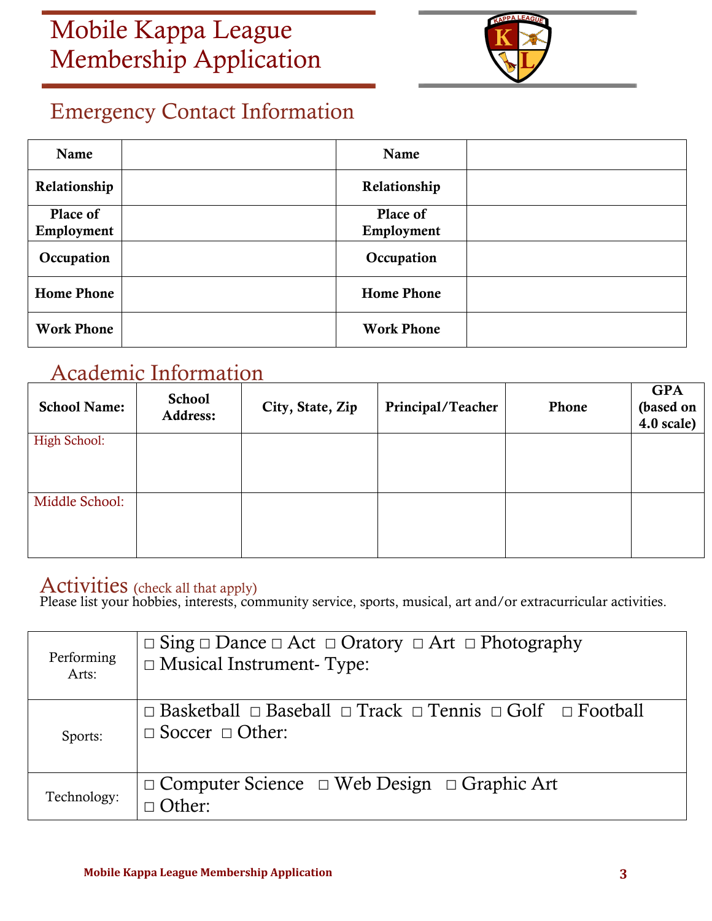# Mobile Kappa League Membership Application

## Emergency Contact Information

| Name | | Name | |
|---|---|---|---|
| Relationship | | Relationship | |
| Place of Employment | | Place of Employment | |
| Occupation | | Occupation | |
| Home Phone | | Home Phone | |
| Work Phone | | Work Phone | |

## Academic Information

| School Name: | School Address: | City, State, Zip | Principal/Teacher | Phone | GPA (based on 4.0 scale) |
|---|---|---|---|---|---|
| High School: | | | | | |
| Middle School: | | | | | |

## Activities (check all that apply)

Please list your hobbies, interests, community service, sports, musical, art and/or extracurricular activities.

| | |
|---|---|
| Performing Arts: | □ Sing □ Dance □ Act □ Oratory □ Art □ Photography □ Musical Instrument- Type: |
| Sports: | □ Basketball □ Baseball □ Track □ Tennis □ Golf □ Football □ Soccer □ Other: |
| Technology: | □ Computer Science □ Web Design □ Graphic Art □ Other: |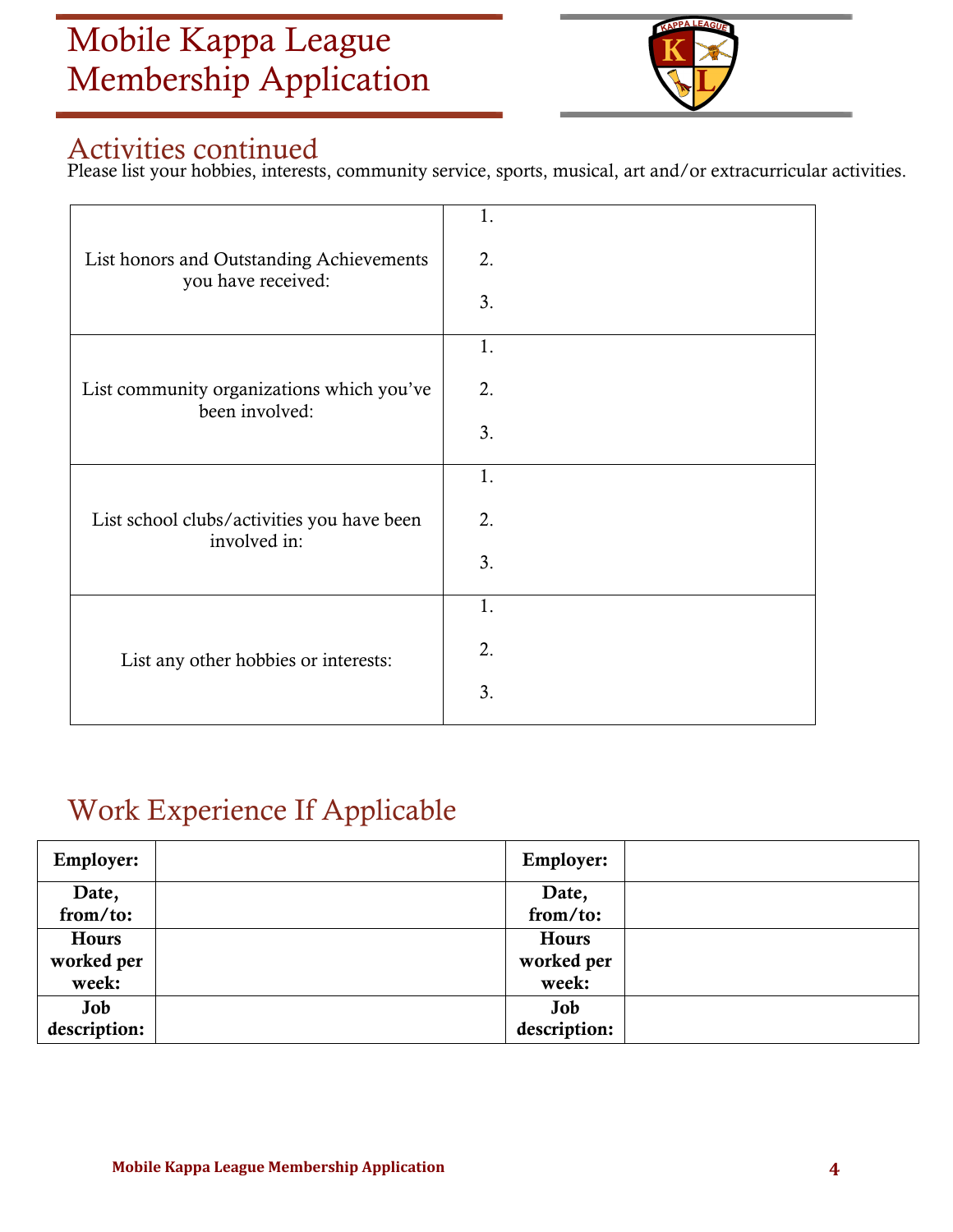# Mobile Kappa League Membership Application

## Activities continued

Please list your hobbies, interests, community service, sports, musical, art and/or extracurricular activities.

| | |
|---|---|
| List honors and Outstanding Achievements you have received: | 1.<br>2.<br>3. |
| List community organizations which you've been involved: | 1.<br>2.<br>3. |
| List school clubs/activities you have been involved in: | 1.<br>2.<br>3. |
| List any other hobbies or interests: | 1.<br>2.<br>3. |

## Work Experience If Applicable

| | | | |
|---|---|---|---|
| **Employer:** | | **Employer:** | |
| **Date, from/to:** | | **Date, from/to:** | |
| **Hours worked per week:** | | **Hours worked per week:** | |
| **Job description:** | | **Job description:** | |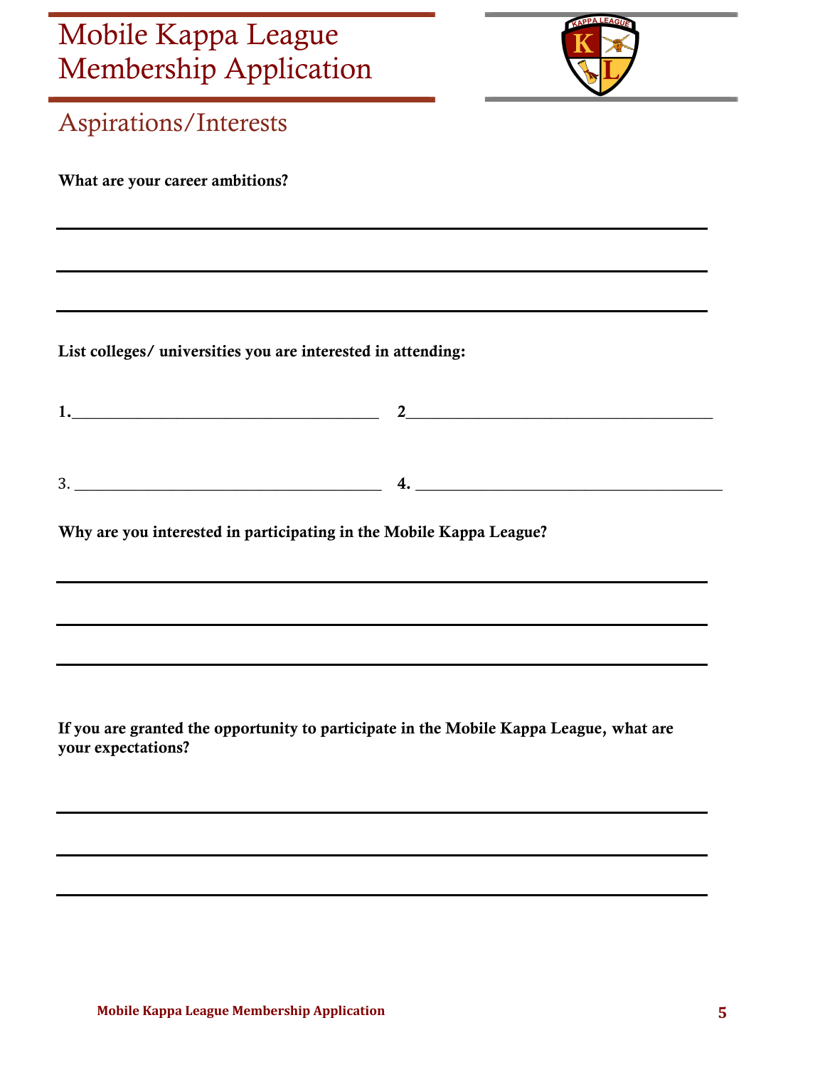# Mobile Kappa League Membership Application

## Aspirations/Interests

**What are your career ambitions?**

\_\_\_\_\_\_\_\_\_\_\_\_\_\_\_\_\_\_\_\_\_\_\_\_\_\_\_\_\_\_\_\_\_\_\_\_\_\_\_\_\_\_\_\_\_\_\_\_\_\_\_\_\_\_\_\_\_\_\_\_

\_\_\_\_\_\_\_\_\_\_\_\_\_\_\_\_\_\_\_\_\_\_\_\_\_\_\_\_\_\_\_\_\_\_\_\_\_\_\_\_\_\_\_\_\_\_\_\_\_\_\_\_\_\_\_\_\_\_\_\_

\_\_\_\_\_\_\_\_\_\_\_\_\_\_\_\_\_\_\_\_\_\_\_\_\_\_\_\_\_\_\_\_\_\_\_\_\_\_\_\_\_\_\_\_\_\_\_\_\_\_\_\_\_\_\_\_\_\_\_\_

**List colleges/ universities you are interested in attending:**

**1.**\_\_\_\_\_\_\_\_\_\_\_\_\_\_\_\_\_\_\_\_\_\_\_\_\_\_\_\_\_\_\_ **2**\_\_\_\_\_\_\_\_\_\_\_\_\_\_\_\_\_\_\_\_\_\_\_\_\_\_\_\_\_\_\_

3. \_\_\_\_\_\_\_\_\_\_\_\_\_\_\_\_\_\_\_\_\_\_\_\_\_\_\_\_\_\_\_ **4.** \_\_\_\_\_\_\_\_\_\_\_\_\_\_\_\_\_\_\_\_\_\_\_\_\_\_\_\_\_\_\_

**Why are you interested in participating in the Mobile Kappa League?**

\_\_\_\_\_\_\_\_\_\_\_\_\_\_\_\_\_\_\_\_\_\_\_\_\_\_\_\_\_\_\_\_\_\_\_\_\_\_\_\_\_\_\_\_\_\_\_\_\_\_\_\_\_\_\_\_\_\_\_\_

\_\_\_\_\_\_\_\_\_\_\_\_\_\_\_\_\_\_\_\_\_\_\_\_\_\_\_\_\_\_\_\_\_\_\_\_\_\_\_\_\_\_\_\_\_\_\_\_\_\_\_\_\_\_\_\_\_\_\_\_

\_\_\_\_\_\_\_\_\_\_\_\_\_\_\_\_\_\_\_\_\_\_\_\_\_\_\_\_\_\_\_\_\_\_\_\_\_\_\_\_\_\_\_\_\_\_\_\_\_\_\_\_\_\_\_\_\_\_\_\_

**If you are granted the opportunity to participate in the Mobile Kappa League, what are your expectations?**

\_\_\_\_\_\_\_\_\_\_\_\_\_\_\_\_\_\_\_\_\_\_\_\_\_\_\_\_\_\_\_\_\_\_\_\_\_\_\_\_\_\_\_\_\_\_\_\_\_\_\_\_\_\_\_\_\_\_\_\_

\_\_\_\_\_\_\_\_\_\_\_\_\_\_\_\_\_\_\_\_\_\_\_\_\_\_\_\_\_\_\_\_\_\_\_\_\_\_\_\_\_\_\_\_\_\_\_\_\_\_\_\_\_\_\_\_\_\_\_\_

\_\_\_\_\_\_\_\_\_\_\_\_\_\_\_\_\_\_\_\_\_\_\_\_\_\_\_\_\_\_\_\_\_\_\_\_\_\_\_\_\_\_\_\_\_\_\_\_\_\_\_\_\_\_\_\_\_\_\_\_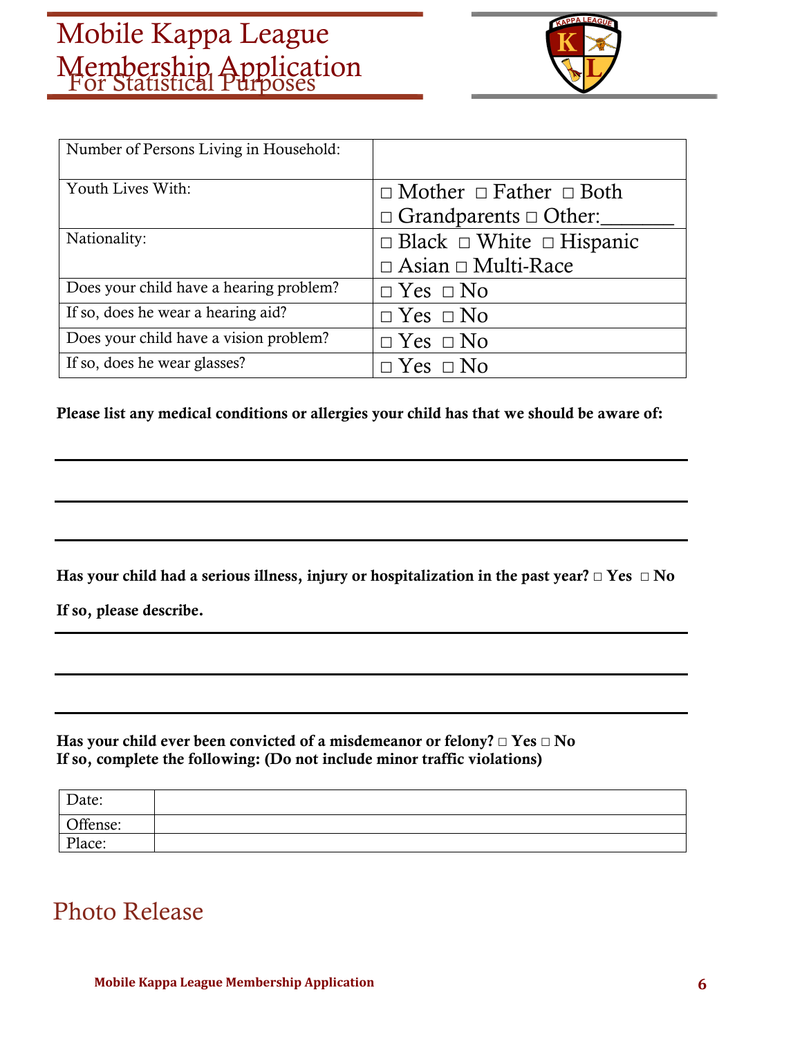# Mobile Kappa League Membership Application

## For Statistical Purposes

| Number of Persons Living in Household: | |
|---|---|
| Youth Lives With: | □ Mother □ Father □ Both □ Grandparents □ Other:_______ |
| Nationality: | □ Black □ White □ Hispanic □ Asian □ Multi-Race |
| Does your child have a hearing problem? | □ Yes □ No |
| If so, does he wear a hearing aid? | □ Yes □ No |
| Does your child have a vision problem? | □ Yes □ No |
| If so, does he wear glasses? | □ Yes □ No |

**Please list any medical conditions or allergies your child has that we should be aware of:**

___________________________________________

___________________________________________

___________________________________________

**Has your child had a serious illness, injury or hospitalization in the past year? □ Yes □ No**

**If so, please describe.**

___________________________________________

___________________________________________

___________________________________________

**Has your child ever been convicted of a misdemeanor or felony? □ Yes □ No**
**If so, complete the following: (Do not include minor traffic violations)**

| Date: | |
|---|---|
| Offense: | |
| Place: | |

## Photo Release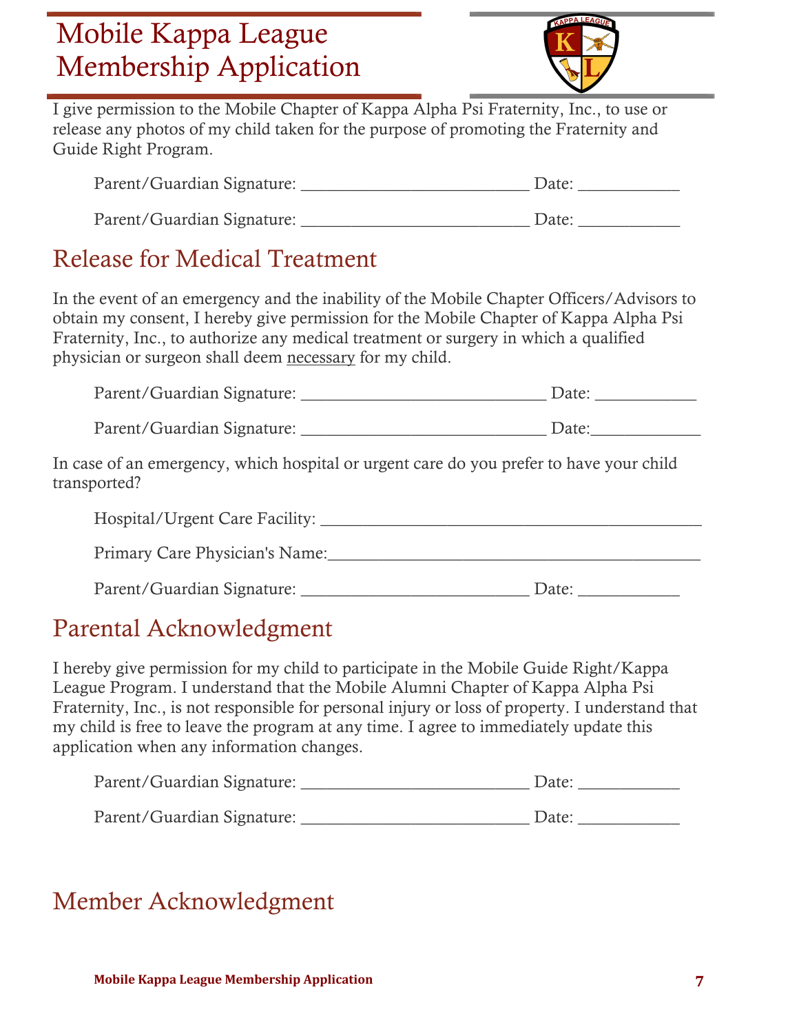# Mobile Kappa League Membership Application

I give permission to the Mobile Chapter of Kappa Alpha Psi Fraternity, Inc., to use or release any photos of my child taken for the purpose of promoting the Fraternity and Guide Right Program.

Parent/Guardian Signature: ___________________________ Date: ____________

Parent/Guardian Signature: ___________________________ Date: ____________

## Release for Medical Treatment

In the event of an emergency and the inability of the Mobile Chapter Officers/Advisors to obtain my consent, I hereby give permission for the Mobile Chapter of Kappa Alpha Psi Fraternity, Inc., to authorize any medical treatment or surgery in which a qualified physician or surgeon shall deem <u>necessary</u> for my child.

Parent/Guardian Signature: _____________________________ Date: ____________

Parent/Guardian Signature: _____________________________ Date:_____________

In case of an emergency, which hospital or urgent care do you prefer to have your child transported?

Hospital/Urgent Care Facility: ____________________________________________

Primary Care Physician's Name:____________________________________________

Parent/Guardian Signature: ___________________________ Date: ____________

## Parental Acknowledgment

I hereby give permission for my child to participate in the Mobile Guide Right/Kappa League Program. I understand that the Mobile Alumni Chapter of Kappa Alpha Psi Fraternity, Inc., is not responsible for personal injury or loss of property. I understand that my child is free to leave the program at any time. I agree to immediately update this application when any information changes.

Parent/Guardian Signature: ___________________________ Date: ____________

Parent/Guardian Signature: ___________________________ Date: ____________

## Member Acknowledgment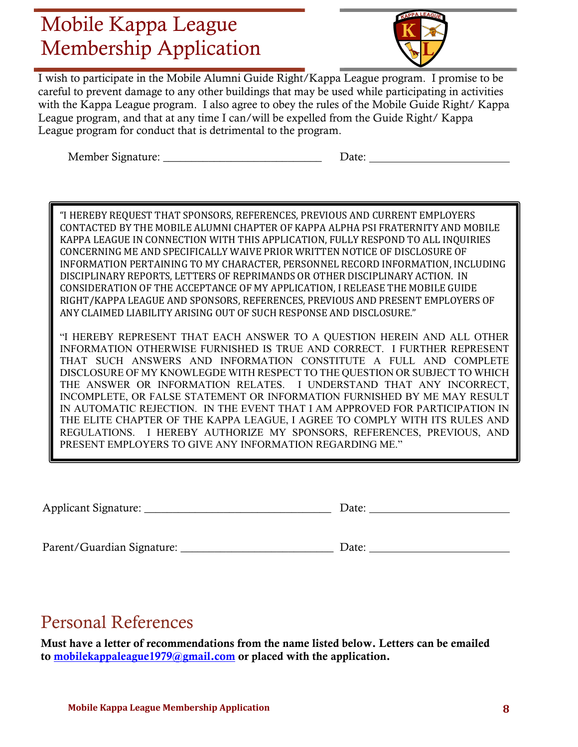# Mobile Kappa League Membership Application

I wish to participate in the Mobile Alumni Guide Right/Kappa League program. I promise to be careful to prevent damage to any other buildings that may be used while participating in activities with the Kappa League program. I also agree to obey the rules of the Mobile Guide Right/ Kappa League program, and that at any time I can/will be expelled from the Guide Right/ Kappa League program for conduct that is detrimental to the program.

Member Signature: ____________________________ Date: ________________________

"I HEREBY REQUEST THAT SPONSORS, REFERENCES, PREVIOUS AND CURRENT EMPLOYERS CONTACTED BY THE MOBILE ALUMNI CHAPTER OF KAPPA ALPHA PSI FRATERNITY AND MOBILE KAPPA LEAGUE IN CONNECTION WITH THIS APPLICATION, FULLY RESPOND TO ALL INQUIRIES CONCERNING ME AND SPECIFICALLY WAIVE PRIOR WRITTEN NOTICE OF DISCLOSURE OF INFORMATION PERTAINING TO MY CHARACTER, PERSONNEL RECORD INFORMATION, INCLUDING DISCIPLINARY REPORTS, LETTERS OF REPRIMANDS OR OTHER DISCIPLINARY ACTION. IN CONSIDERATION OF THE ACCEPTANCE OF MY APPLICATION, I RELEASE THE MOBILE GUIDE RIGHT/KAPPA LEAGUE AND SPONSORS, REFERENCES, PREVIOUS AND PRESENT EMPLOYERS OF ANY CLAIMED LIABILITY ARISING OUT OF SUCH RESPONSE AND DISCLOSURE."

"I HEREBY REPRESENT THAT EACH ANSWER TO A QUESTION HEREIN AND ALL OTHER INFORMATION OTHERWISE FURNISHED IS TRUE AND CORRECT. I FURTHER REPRESENT THAT SUCH ANSWERS AND INFORMATION CONSTITUTE A FULL AND COMPLETE DISCLOSURE OF MY KNOWLEGDE WITH RESPECT TO THE QUESTION OR SUBJECT TO WHICH THE ANSWER OR INFORMATION RELATES. I UNDERSTAND THAT ANY INCORRECT, INCOMPLETE, OR FALSE STATEMENT OR INFORMATION FURNISHED BY ME MAY RESULT IN AUTOMATIC REJECTION. IN THE EVENT THAT I AM APPROVED FOR PARTICIPATION IN THE ELITE CHAPTER OF THE KAPPA LEAGUE, I AGREE TO COMPLY WITH ITS RULES AND REGULATIONS. I HEREBY AUTHORIZE MY SPONSORS, REFERENCES, PREVIOUS, AND PRESENT EMPLOYERS TO GIVE ANY INFORMATION REGARDING ME."

Applicant Signature: ________________________________ Date: ________________________

Parent/Guardian Signature: ___________________________ Date: ________________________

## Personal References

**Must have a letter of recommendations from the name listed below. Letters can be emailed to mobilekappaleague1979@gmail.com or placed with the application.**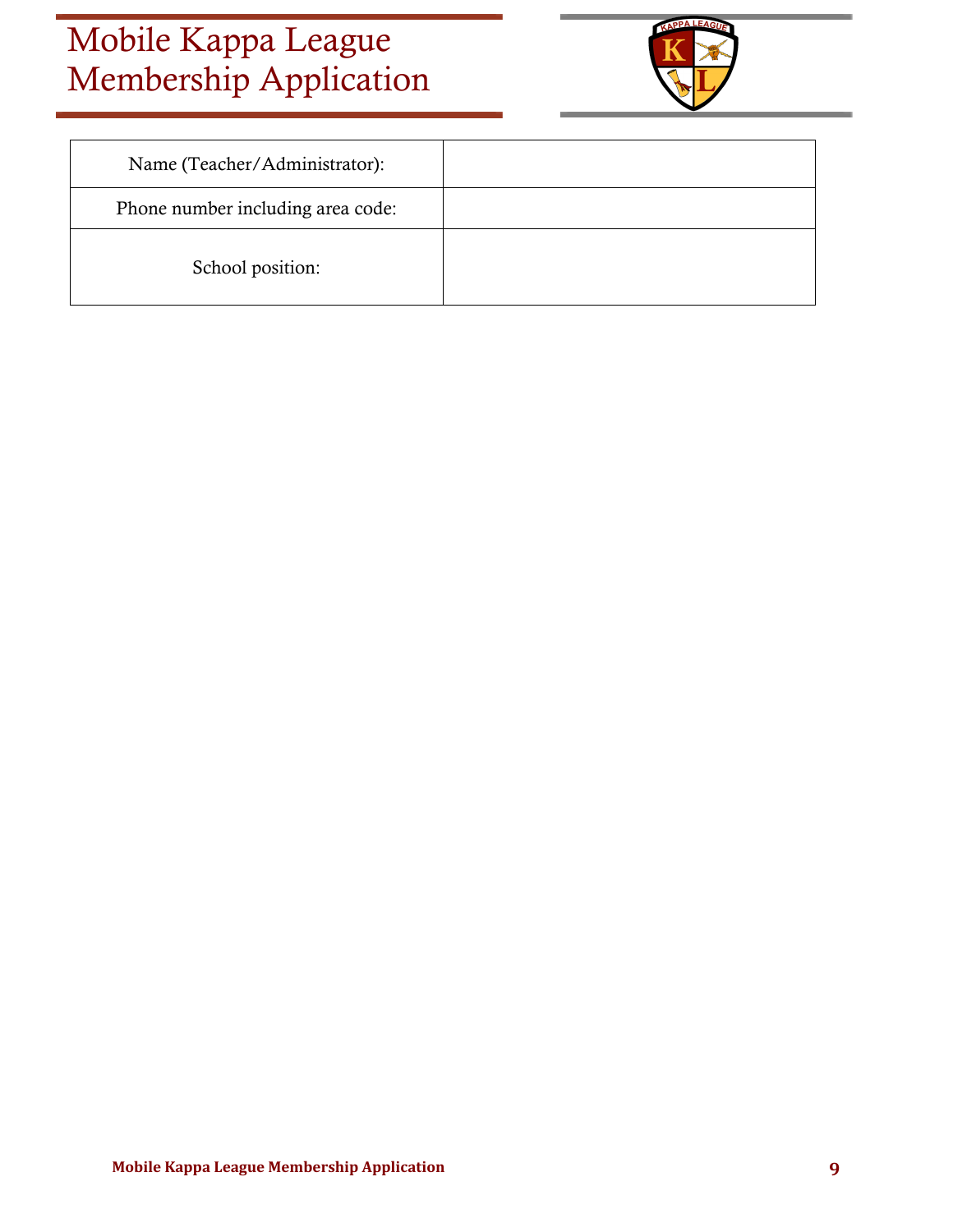# Mobile Kappa League Membership Application

| Name (Teacher/Administrator): | |
|---|---|
| Phone number including area code: | |
| School position: | |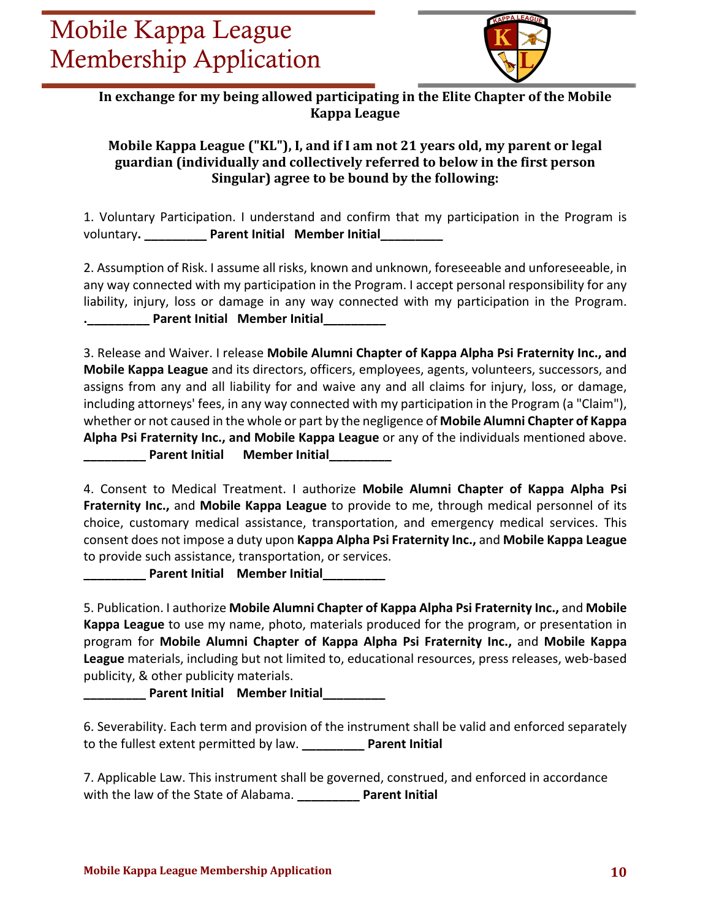# Mobile Kappa League Membership Application

**In exchange for my being allowed participating in the Elite Chapter of the Mobile Kappa League**

**Mobile Kappa League ("KL"), I, and if I am not 21 years old, my parent or legal guardian (individually and collectively referred to below in the first person Singular) agree to be bound by the following:**

1. Voluntary Participation. I understand and confirm that my participation in the Program is voluntary**. _________ Parent Initial Member Initial_________**

2. Assumption of Risk. I assume all risks, known and unknown, foreseeable and unforeseeable, in any way connected with my participation in the Program. I accept personal responsibility for any liability, injury, loss or damage in any way connected with my participation in the Program. **._________ Parent Initial Member Initial_________**

3. Release and Waiver. I release **Mobile Alumni Chapter of Kappa Alpha Psi Fraternity Inc., and Mobile Kappa League** and its directors, officers, employees, agents, volunteers, successors, and assigns from any and all liability for and waive any and all claims for injury, loss, or damage, including attorneys' fees, in any way connected with my participation in the Program (a "Claim"), whether or not caused in the whole or part by the negligence of **Mobile Alumni Chapter of Kappa Alpha Psi Fraternity Inc., and Mobile Kappa League** or any of the individuals mentioned above. **_________ Parent Initial Member Initial_________**

4. Consent to Medical Treatment. I authorize **Mobile Alumni Chapter of Kappa Alpha Psi Fraternity Inc.,** and **Mobile Kappa League** to provide to me, through medical personnel of its choice, customary medical assistance, transportation, and emergency medical services. This consent does not impose a duty upon **Kappa Alpha Psi Fraternity Inc.,** and **Mobile Kappa League** to provide such assistance, transportation, or services.
**_________ Parent Initial Member Initial_________**

5. Publication. I authorize **Mobile Alumni Chapter of Kappa Alpha Psi Fraternity Inc.,** and **Mobile Kappa League** to use my name, photo, materials produced for the program, or presentation in program for **Mobile Alumni Chapter of Kappa Alpha Psi Fraternity Inc.,** and **Mobile Kappa League** materials, including but not limited to, educational resources, press releases, web-based publicity, & other publicity materials.
**_________ Parent Initial Member Initial_________**

6. Severability. Each term and provision of the instrument shall be valid and enforced separately to the fullest extent permitted by law. **_________ Parent Initial**

7. Applicable Law. This instrument shall be governed, construed, and enforced in accordance with the law of the State of Alabama. **_________ Parent Initial**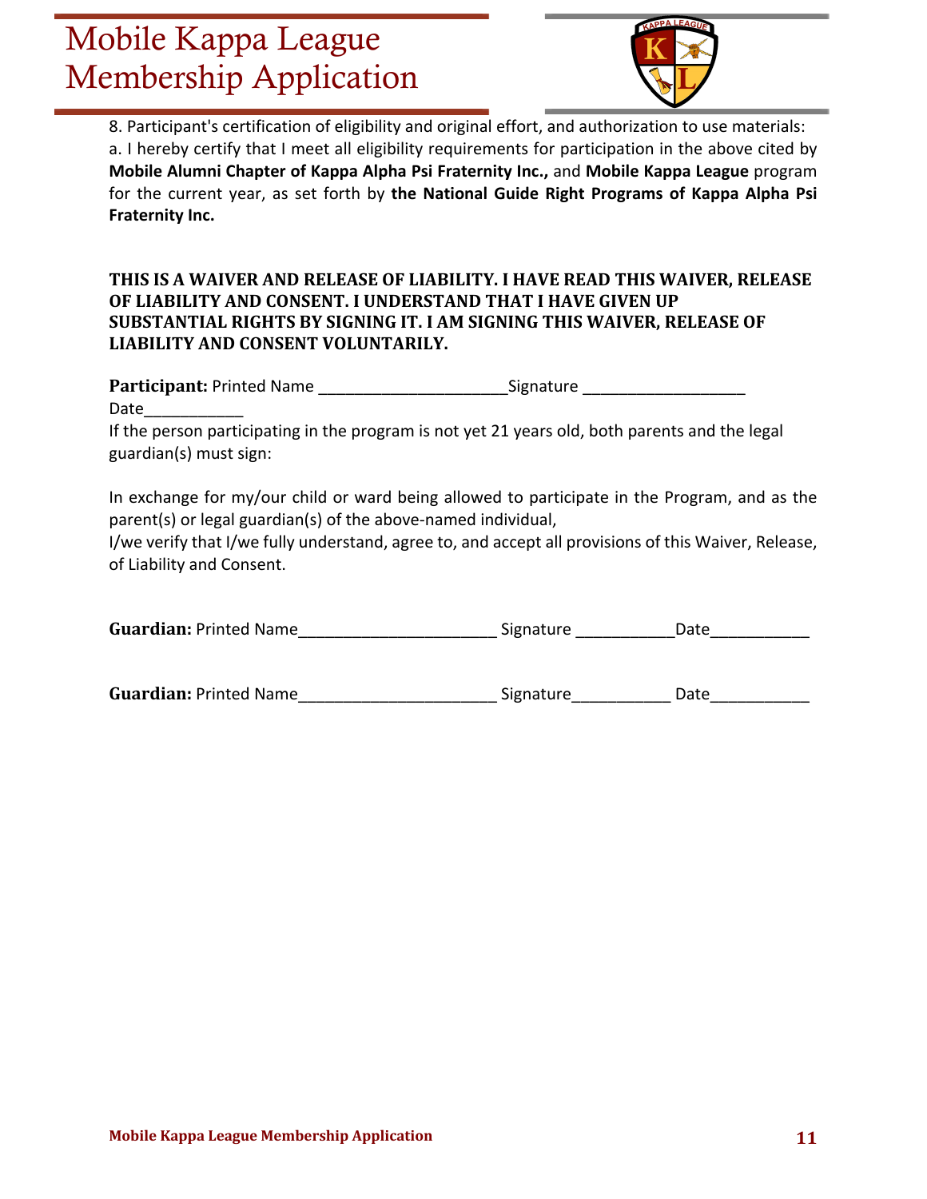8. Participant's certification of eligibility and original effort, and authorization to use materials:
a. I hereby certify that I meet all eligibility requirements for participation in the above cited by **Mobile Alumni Chapter of Kappa Alpha Psi Fraternity Inc.,** and **Mobile Kappa League** program for the current year, as set forth by **the National Guide Right Programs of Kappa Alpha Psi Fraternity Inc.**

**THIS IS A WAIVER AND RELEASE OF LIABILITY. I HAVE READ THIS WAIVER, RELEASE OF LIABILITY AND CONSENT. I UNDERSTAND THAT I HAVE GIVEN UP SUBSTANTIAL RIGHTS BY SIGNING IT. I AM SIGNING THIS WAIVER, RELEASE OF LIABILITY AND CONSENT VOLUNTARILY.**

**Participant:** Printed Name _____________________Signature __________________
Date___________

If the person participating in the program is not yet 21 years old, both parents and the legal guardian(s) must sign:

In exchange for my/our child or ward being allowed to participate in the Program, and as the parent(s) or legal guardian(s) of the above-named individual,
I/we verify that I/we fully understand, agree to, and accept all provisions of this Waiver, Release, of Liability and Consent.

**Guardian:** Printed Name______________________ Signature ___________Date___________

**Guardian:** Printed Name______________________ Signature___________ Date___________